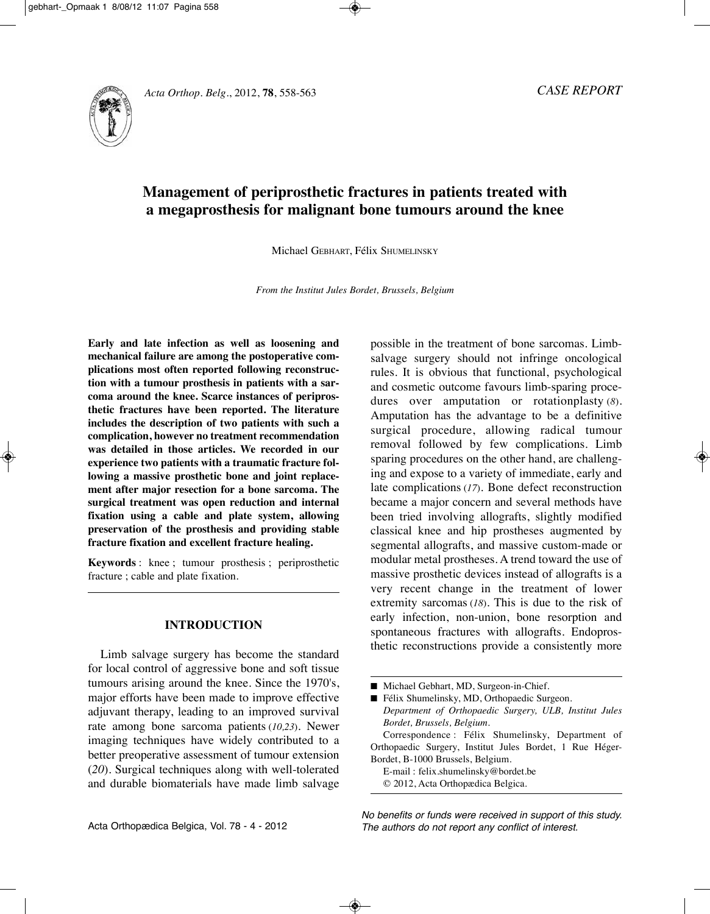*CASE REPORT*

# Management of periprosthetic fractures in patients treated with a megaprosthesis for malignant bone tumours around the knee

Michael GEBHART, Félix SHUMELINSKY

*From the Institut Jules Bordet, Brussels, Belgium*

**Early and late infection as well as loosening and mechanical failure are among the postoperative complications most often reported following reconstruction with a tumour prosthesis in patients with a sarcoma around the knee. Scarce instances of periprosthetic fractures have been reported. The literature includes the description of two patients with such a complication, however no treatment recommendation was detailed in those articles. We recorded in our experience two patients with a traumatic fracture following a massive prosthetic bone and joint replacement after major resection for a bone sarcoma. The surgical treatment was open reduction and internal fixation using a cable and plate system, allowing preservation of the prosthesis and providing stable fracture fixation and excellent fracture healing.**

**Keywords** : knee ; tumour prosthesis ; periprosthetic fracture ; cable and plate fixation.

## INTRODUCTION

Limb salvage surgery has become the standard for local control of aggressive bone and soft tissue tumours arising around the knee. Since the 1970's, major efforts have been made to improve effective adjuvant therapy, leading to an improved survival rate among bone sarcoma patients (*10,23*). Newer imaging techniques have widely contributed to a better preoperative assessment of tumour extension (*20*). Surgical techniques along with well-tolerated and durable biomaterials have made limb salvage possible in the treatment of bone sarcomas. Limb-salvage surgery should not infringe oncological rules. It is obvious that functional, psychological and cosmetic outcome favours limb-sparing procedures over amputation or rotationplasty (*8*). Amputation has the advantage to be a definitive surgical procedure, allowing radical tumour removal followed by few complications. Limb sparing procedures on the other hand, are challenging and expose to a variety of immediate, early and late complications (*17*). Bone defect reconstruction became a major concern and several methods have been tried involving allografts, slightly modified classical knee and hip prostheses augmented by segmental allografts, and massive custom-made or modular metal prostheses. A trend toward the use of massive prosthetic devices instead of allografts is a very recent change in the treatment of lower extremity sarcomas (*18*). This is due to the risk of early infection, non-union, bone resorption and spontaneous fractures with allografts. Endoprosthetic reconstructions provide a consistently more

---

■ Michael Gebhart, MD, Surgeon-in-Chief.

■ Félix Shumelinsky, MD, Orthopaedic Surgeon.

*Department of Orthopaedic Surgery, ULB, Institut Jules Bordet, Brussels, Belgium.*

Correspondence : Félix Shumelinsky, Department of Orthopaedic Surgery, Institut Jules Bordet, 1 Rue Héger-Bordet, B-1000 Brussels, Belgium.

E-mail : felix.shumelinsky@bordet.be

© 2012, Acta Orthopædica Belgica.

*No benefits or funds were received in support of this study. The authors do not report any conflict of interest.*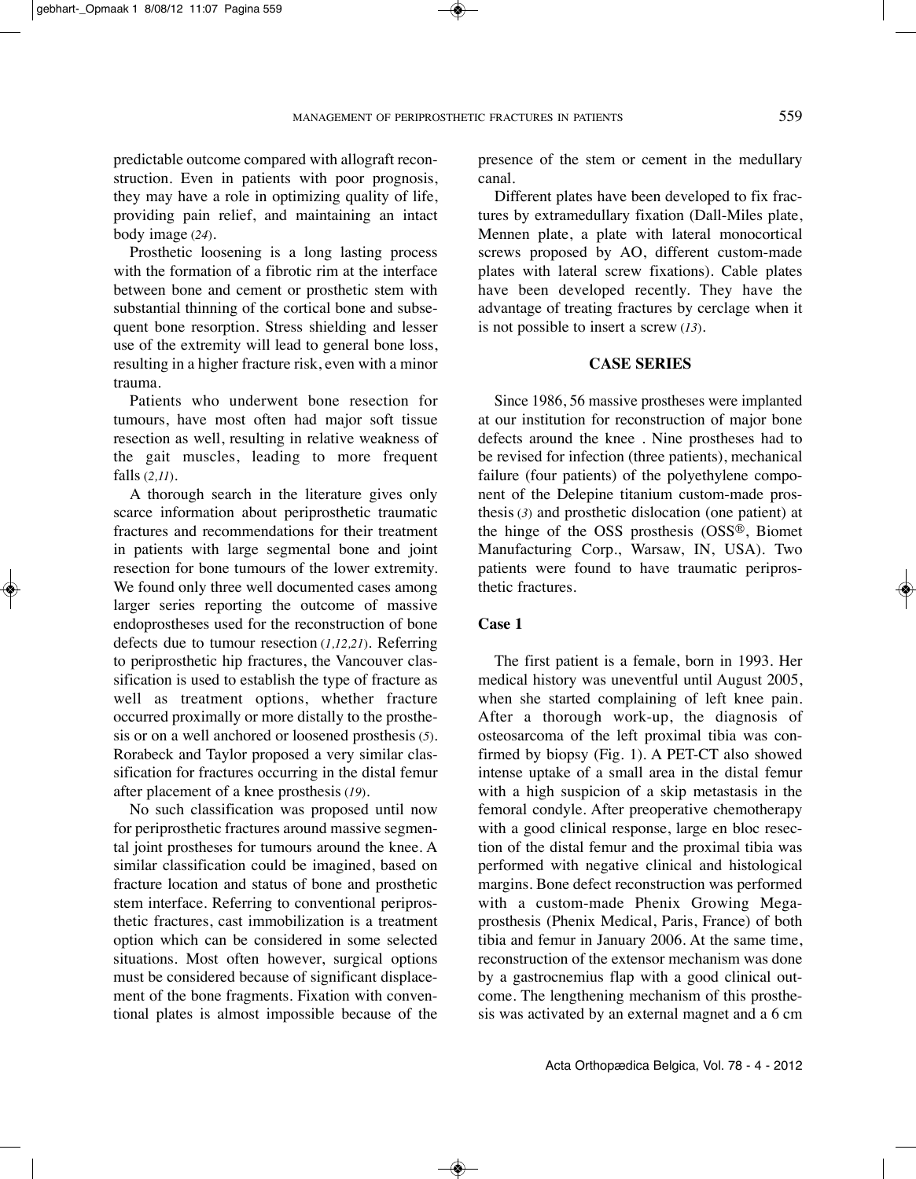predictable outcome compared with allograft reconstruction. Even in patients with poor prognosis, they may have a role in optimizing quality of life, providing pain relief, and maintaining an intact body image (*24*).

Prosthetic loosening is a long lasting process with the formation of a fibrotic rim at the interface between bone and cement or prosthetic stem with substantial thinning of the cortical bone and subsequent bone resorption. Stress shielding and lesser use of the extremity will lead to general bone loss, resulting in a higher fracture risk, even with a minor trauma.

Patients who underwent bone resection for tumours, have most often had major soft tissue resection as well, resulting in relative weakness of the gait muscles, leading to more frequent falls (*2,11*).

A thorough search in the literature gives only scarce information about periprosthetic traumatic fractures and recommendations for their treatment in patients with large segmental bone and joint resection for bone tumours of the lower extremity. We found only three well documented cases among larger series reporting the outcome of massive endoprostheses used for the reconstruction of bone defects due to tumour resection (*1,12,21*). Referring to periprosthetic hip fractures, the Vancouver classification is used to establish the type of fracture as well as treatment options, whether fracture occurred proximally or more distally to the prosthesis or on a well anchored or loosened prosthesis (*5*). Rorabeck and Taylor proposed a very similar classification for fractures occurring in the distal femur after placement of a knee prosthesis (*19*).

No such classification was proposed until now for periprosthetic fractures around massive segmental joint prostheses for tumours around the knee. A similar classification could be imagined, based on fracture location and status of bone and prosthetic stem interface. Referring to conventional periprosthetic fractures, cast immobilization is a treatment option which can be considered in some selected situations. Most often however, surgical options must be considered because of significant displacement of the bone fragments. Fixation with conventional plates is almost impossible because of the presence of the stem or cement in the medullary canal.

Different plates have been developed to fix fractures by extramedullary fixation (Dall-Miles plate, Mennen plate, a plate with lateral monocortical screws proposed by AO, different custom-made plates with lateral screw fixations). Cable plates have been developed recently. They have the advantage of treating fractures by cerclage when it is not possible to insert a screw (*13*).

## CASE SERIES

Since 1986, 56 massive prostheses were implanted at our institution for reconstruction of major bone defects around the knee . Nine prostheses had to be revised for infection (three patients), mechanical failure (four patients) of the polyethylene component of the Delepine titanium custom-made prosthesis (*3*) and prosthetic dislocation (one patient) at the hinge of the OSS prosthesis (OSS®, Biomet Manufacturing Corp., Warsaw, IN, USA). Two patients were found to have traumatic periprosthetic fractures.

### Case 1

The first patient is a female, born in 1993. Her medical history was uneventful until August 2005, when she started complaining of left knee pain. After a thorough work-up, the diagnosis of osteosarcoma of the left proximal tibia was confirmed by biopsy (Fig. 1). A PET-CT also showed intense uptake of a small area in the distal femur with a high suspicion of a skip metastasis in the femoral condyle. After preoperative chemotherapy with a good clinical response, large en bloc resection of the distal femur and the proximal tibia was performed with negative clinical and histological margins. Bone defect reconstruction was performed with a custom-made Phenix Growing Megaprosthesis (Phenix Medical, Paris, France) of both tibia and femur in January 2006. At the same time, reconstruction of the extensor mechanism was done by a gastrocnemius flap with a good clinical outcome. The lengthening mechanism of this prosthesis was activated by an external magnet and a 6 cm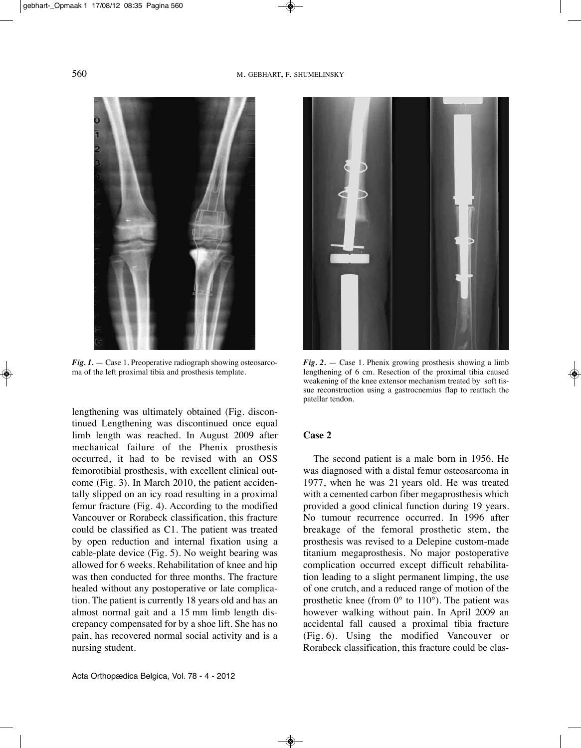*Fig. 1.* — Case 1. Preoperative radiograph showing osteosarcoma of the left proximal tibia and prosthesis template.

*Fig. 2.* — Case 1. Phenix growing prosthesis showing a limb lengthening of 6 cm. Resection of the proximal tibia caused weakening of the knee extensor mechanism treated by soft tissue reconstruction using a gastrocnemius flap to reattach the patellar tendon.

lengthening was ultimately obtained (Fig. discontinued Lengthening was discontinued once equal limb length was reached. In August 2009 after mechanical failure of the Phenix prosthesis occurred, it had to be revised with an OSS femorotibial prosthesis, with excellent clinical outcome (Fig. 3). In March 2010, the patient accidentally slipped on an icy road resulting in a proximal femur fracture (Fig. 4). According to the modified Vancouver or Rorabeck classification, this fracture could be classified as C1. The patient was treated by open reduction and internal fixation using a cable-plate device (Fig. 5). No weight bearing was allowed for 6 weeks. Rehabilitation of knee and hip was then conducted for three months. The fracture healed without any postoperative or late complication. The patient is currently 18 years old and has an almost normal gait and a 15 mm limb length discrepancy compensated for by a shoe lift. She has no pain, has recovered normal social activity and is a nursing student.

## Case 2

The second patient is a male born in 1956. He was diagnosed with a distal femur osteosarcoma in 1977, when he was 21 years old. He was treated with a cemented carbon fiber megaprosthesis which provided a good clinical function during 19 years. No tumour recurrence occurred. In 1996 after breakage of the femoral prosthetic stem, the prosthesis was revised to a Delepine custom-made titanium megaprosthesis. No major postoperative complication occurred except difficult rehabilitation leading to a slight permanent limping, the use of one crutch, and a reduced range of motion of the prosthetic knee (from 0° to 110°). The patient was however walking without pain. In April 2009 an accidental fall caused a proximal tibia fracture (Fig. 6). Using the modified Vancouver or Rorabeck classification, this fracture could be clas-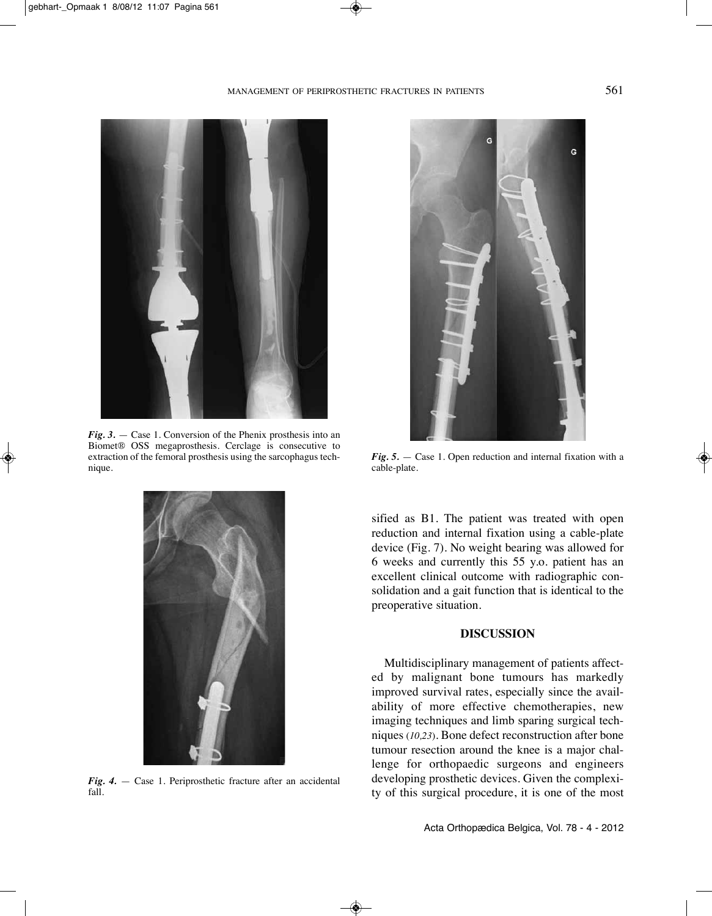*Fig. 3.* — Case 1. Conversion of the Phenix prosthesis into an Biomet® OSS megaprosthesis. Cerclage is consecutive to extraction of the femoral prosthesis using the sarcophagus technique.

*Fig. 4.* — Case 1. Periprosthetic fracture after an accidental fall.

*Fig. 5.* — Case 1. Open reduction and internal fixation with a cable-plate.

sified as B1. The patient was treated with open reduction and internal fixation using a cable-plate device (Fig. 7). No weight bearing was allowed for 6 weeks and currently this 55 y.o. patient has an excellent clinical outcome with radiographic consolidation and a gait function that is identical to the preoperative situation.

## DISCUSSION

Multidisciplinary management of patients affected by malignant bone tumours has markedly improved survival rates, especially since the availability of more effective chemotherapies, new imaging techniques and limb sparing surgical techniques (*10,23*). Bone defect reconstruction after bone tumour resection around the knee is a major challenge for orthopaedic surgeons and engineers developing prosthetic devices. Given the complexity of this surgical procedure, it is one of the most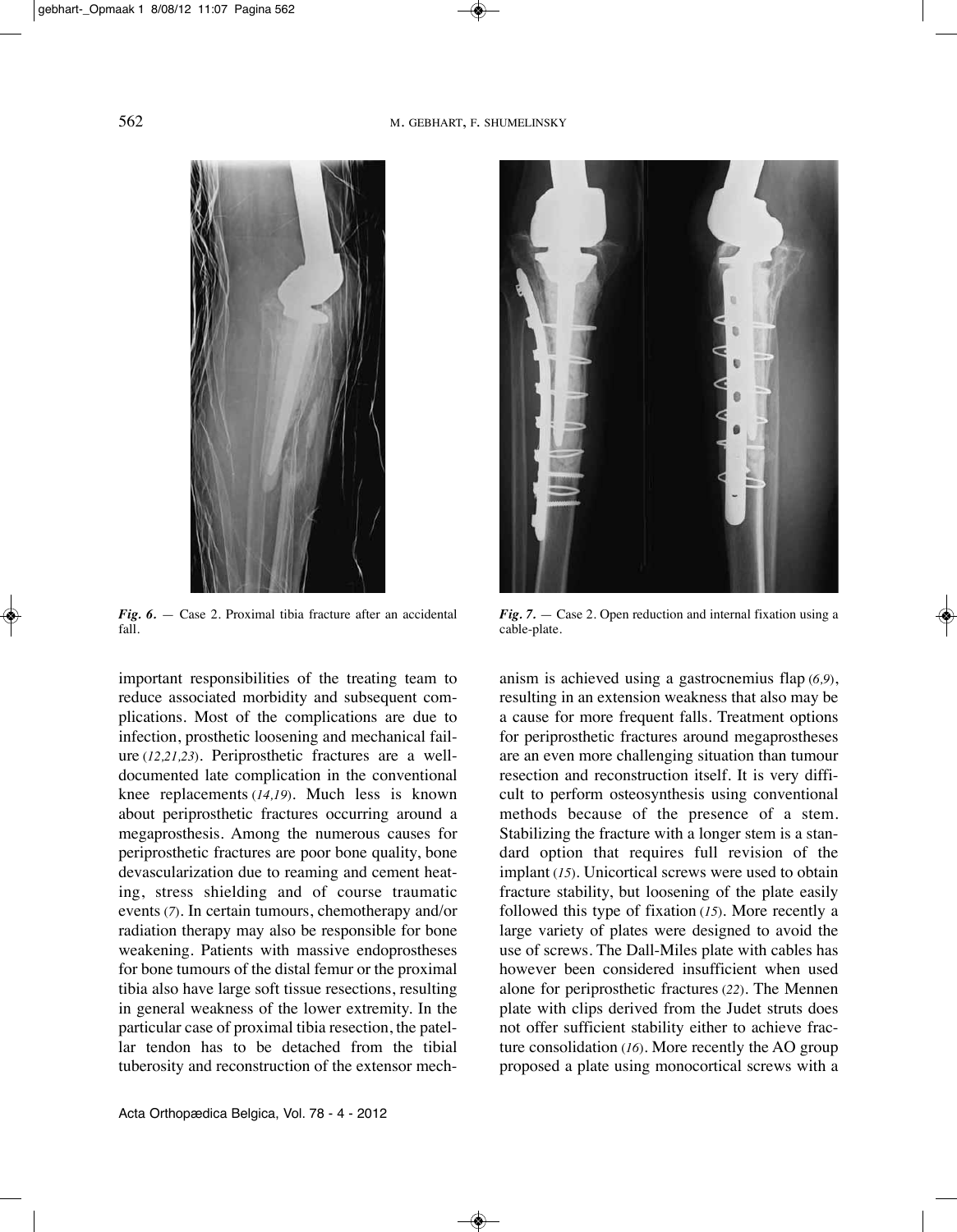*Fig. 6.* — Case 2. Proximal tibia fracture after an accidental fall.

*Fig. 7.* — Case 2. Open reduction and internal fixation using a cable-plate.

important responsibilities of the treating team to reduce associated morbidity and subsequent complications. Most of the complications are due to infection, prosthetic loosening and mechanical failure (*12,21,23*). Periprosthetic fractures are a well-documented late complication in the conventional knee replacements (*14,19*). Much less is known about periprosthetic fractures occurring around a megaprosthesis. Among the numerous causes for periprosthetic fractures are poor bone quality, bone devascularization due to reaming and cement heating, stress shielding and of course traumatic events (*7*). In certain tumours, chemotherapy and/or radiation therapy may also be responsible for bone weakening. Patients with massive endoprostheses for bone tumours of the distal femur or the proximal tibia also have large soft tissue resections, resulting in general weakness of the lower extremity. In the particular case of proximal tibia resection, the patellar tendon has to be detached from the tibial tuberosity and reconstruction of the extensor mechanism is achieved using a gastrocnemius flap (*6,9*), resulting in an extension weakness that also may be a cause for more frequent falls. Treatment options for periprosthetic fractures around megaprostheses are an even more challenging situation than tumour resection and reconstruction itself. It is very difficult to perform osteosynthesis using conventional methods because of the presence of a stem. Stabilizing the fracture with a longer stem is a standard option that requires full revision of the implant (*15*). Unicortical screws were used to obtain fracture stability, but loosening of the plate easily followed this type of fixation (*15*). More recently a large variety of plates were designed to avoid the use of screws. The Dall-Miles plate with cables has however been considered insufficient when used alone for periprosthetic fractures (*22*). The Mennen plate with clips derived from the Judet struts does not offer sufficient stability either to achieve fracture consolidation (*16*). More recently the AO group proposed a plate using monocortical screws with a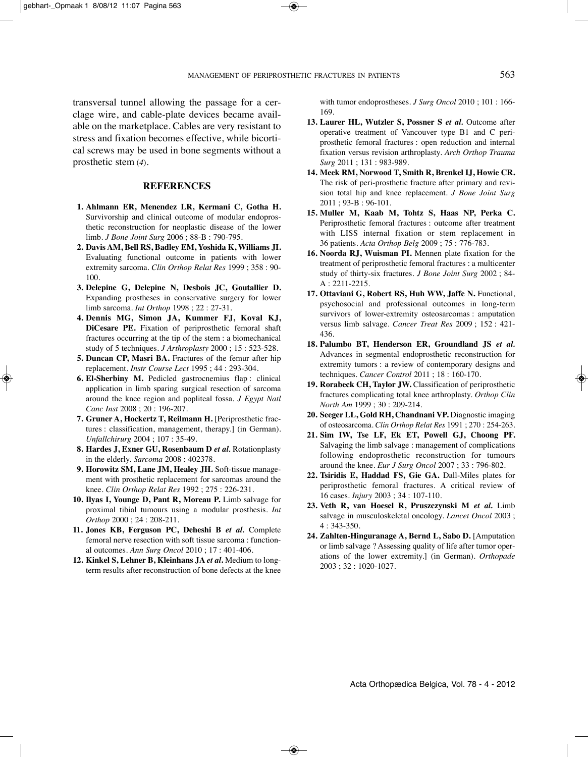transversal tunnel allowing the passage for a cerclage wire, and cable-plate devices became available on the marketplace. Cables are very resistant to stress and fixation becomes effective, while bicortical screws may be used in bone segments without a prosthetic stem (*4*).

## REFERENCES

1. **Ahlmann ER, Menendez LR, Kermani C, Gotha H.** Survivorship and clinical outcome of modular endoprosthetic reconstruction for neoplastic disease of the lower limb. *J Bone Joint Surg* 2006 ; 88-B : 790-795.
2. **Davis AM, Bell RS, Badley EM, Yoshida K, Williams JI.** Evaluating functional outcome in patients with lower extremity sarcoma. *Clin Orthop Relat Res* 1999 ; 358 : 90-100.
3. **Delepine G, Delepine N, Desbois JC, Goutallier D.** Expanding prostheses in conservative surgery for lower limb sarcoma. *Int Orthop* 1998 ; 22 : 27-31.
4. **Dennis MG, Simon JA, Kummer FJ, Koval KJ, DiCesare PE.** Fixation of periprosthetic femoral shaft fractures occurring at the tip of the stem : a biomechanical study of 5 techniques. *J Arthroplasty* 2000 ; 15 : 523-528.
5. **Duncan CP, Masri BA.** Fractures of the femur after hip replacement. *Instr Course Lect* 1995 ; 44 : 293-304.
6. **El-Sherbiny M.** Pedicled gastrocnemius flap : clinical application in limb sparing surgical resection of sarcoma around the knee region and popliteal fossa. *J Egypt Natl Canc Inst* 2008 ; 20 : 196-207.
7. **Gruner A, Hockertz T, Reilmann H.** [Periprosthetic fractures : classification, management, therapy.] (in German). *Unfallchirurg* 2004 ; 107 : 35-49.
8. **Hardes J, Exner GU, Rosenbaum D *et al.*** Rotationplasty in the elderly. *Sarcoma* 2008 : 402378.
9. **Horowitz SM, Lane JM, Healey JH.** Soft-tissue management with prosthetic replacement for sarcomas around the knee. *Clin Orthop Relat Res* 1992 ; 275 : 226-231.
10. **Ilyas I, Younge D, Pant R, Moreau P.** Limb salvage for proximal tibial tumours using a modular prosthesis. *Int Orthop* 2000 ; 24 : 208-211.
11. **Jones KB, Ferguson PC, Deheshi B *et al.*** Complete femoral nerve resection with soft tissue sarcoma : functional outcomes. *Ann Surg Oncol* 2010 ; 17 : 401-406.
12. **Kinkel S, Lehner B, Kleinhans JA *et al.*** Medium to long-term results after reconstruction of bone defects at the knee with tumor endoprostheses. *J Surg Oncol* 2010 ; 101 : 166-169.
13. **Laurer HL, Wutzler S, Possner S *et al.*** Outcome after operative treatment of Vancouver type B1 and C periprosthetic femoral fractures : open reduction and internal fixation versus revision arthroplasty. *Arch Orthop Trauma Surg* 2011 ; 131 : 983-989.
14. **Meek RM, Norwood T, Smith R, Brenkel IJ, Howie CR.** The risk of peri-prosthetic fracture after primary and revision total hip and knee replacement. *J Bone Joint Surg* 2011 ; 93-B : 96-101.
15. **Muller M, Kaab M, Tohtz S, Haas NP, Perka C.** Periprosthetic femoral fractures : outcome after treatment with LISS internal fixation or stem replacement in 36 patients. *Acta Orthop Belg* 2009 ; 75 : 776-783.
16. **Noorda RJ, Wuisman PI.** Mennen plate fixation for the treatment of periprosthetic femoral fractures : a multicenter study of thirty-six fractures. *J Bone Joint Surg* 2002 ; 84-A : 2211-2215.
17. **Ottaviani G, Robert RS, Huh WW, Jaffe N.** Functional, psychosocial and professional outcomes in long-term survivors of lower-extremity osteosarcomas : amputation versus limb salvage. *Cancer Treat Res* 2009 ; 152 : 421-436.
18. **Palumbo BT, Henderson ER, Groundland JS *et al.*** Advances in segmental endoprosthetic reconstruction for extremity tumors : a review of contemporary designs and techniques. *Cancer Control* 2011 ; 18 : 160-170.
19. **Rorabeck CH, Taylor JW.** Classification of periprosthetic fractures complicating total knee arthroplasty. *Orthop Clin North Am* 1999 ; 30 : 209-214.
20. **Seeger LL, Gold RH, Chandnani VP.** Diagnostic imaging of osteosarcoma. *Clin Orthop Relat Res* 1991 ; 270 : 254-263.
21. **Sim IW, Tse LF, Ek ET, Powell GJ, Choong PF.** Salvaging the limb salvage : management of complications following endoprosthetic reconstruction for tumours around the knee. *Eur J Surg Oncol* 2007 ; 33 : 796-802.
22. **Tsiridis E, Haddad FS, Gie GA.** Dall-Miles plates for periprosthetic femoral fractures. A critical review of 16 cases. *Injury* 2003 ; 34 : 107-110.
23. **Veth R, van Hoesel R, Pruszczynski M *et al.*** Limb salvage in musculoskeletal oncology. *Lancet Oncol* 2003 ; 4 : 343-350.
24. **Zahlten-Hinguranage A, Bernd L, Sabo D.** [Amputation or limb salvage ? Assessing quality of life after tumor operations of the lower extremity.] (in German). *Orthopade* 2003 ; 32 : 1020-1027.